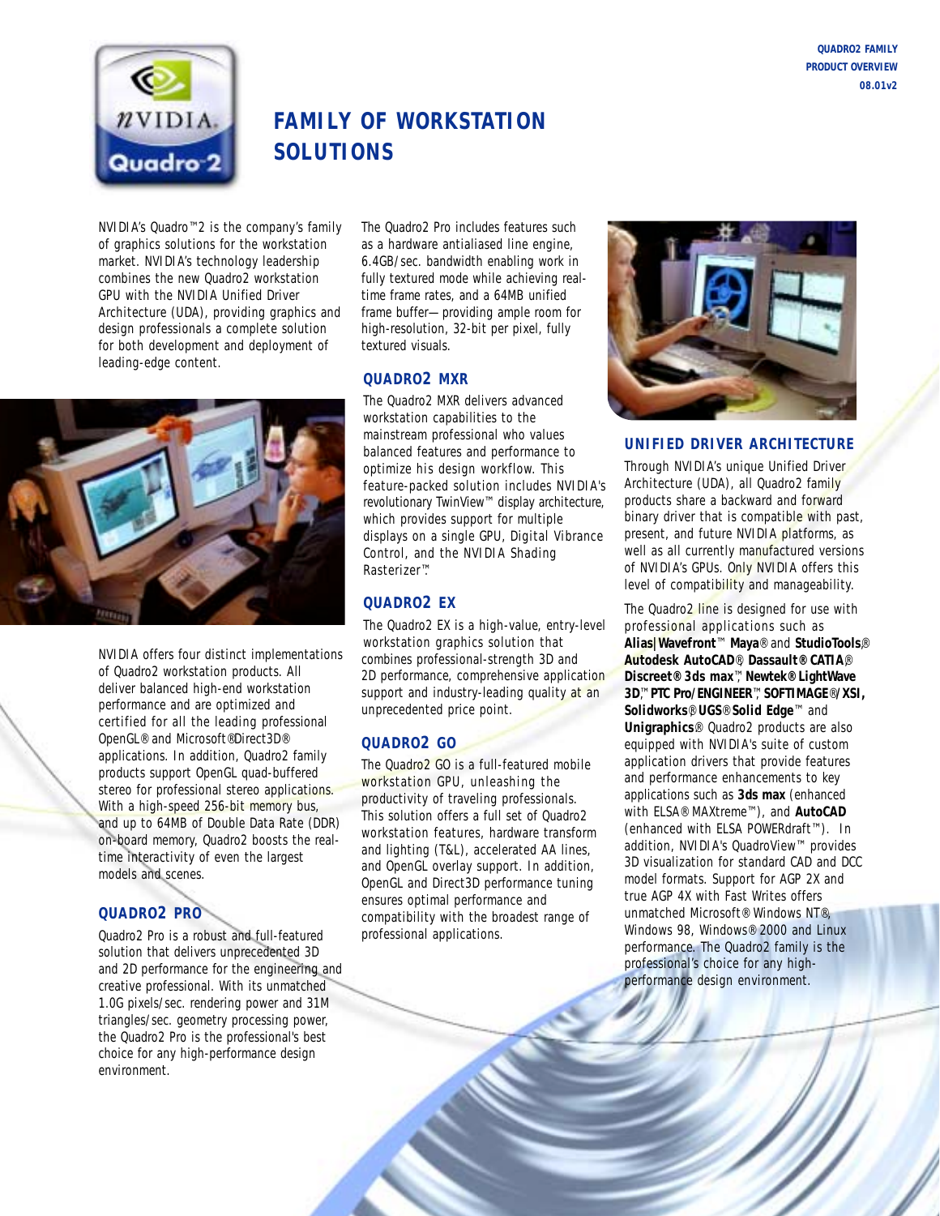# FAMILY OF WORKSTATION SOLUTIONS

NVIDIA's Quadro™2 is the company's family of graphics solutions for the workstation market. NVIDIA's technology leadership combines the new Quadro2 workstation GPU with the NVIDIA Unified Driver Architecture (UDA), providing graphics and design professionals a complete solution for both development and deployment of leading-edge content.

NVIDIA offers four distinct implementations of Quadro2 workstation products. All deliver balanced high-end workstation performance and are optimized and certified for all the leading professional OpenGL® and Microsoft® Direct3D® applications. In addition, Quadro2 family products support OpenGL quad-buffered stereo for professional stereo applications. With a high-speed 256-bit memory bus, and up to 64MB of Double Data Rate (DDR) on-board memory, Quadro2 boosts the real-time interactivity of even the largest models and scenes.

## QUADRO2 PRO

Quadro2 Pro is a robust and full-featured solution that delivers unprecedented 3D and 2D performance for the engineering and creative professional. With its unmatched 1.0G pixels/sec. rendering power and 31M triangles/sec. geometry processing power, the Quadro2 Pro is the professional's best choice for any high-performance design environment.

The Quadro2 Pro includes features such as a hardware antialiased line engine, 6.4GB/sec. bandwidth enabling work in fully textured mode while achieving real-time frame rates, and a 64MB unified frame buffer—providing ample room for high-resolution, 32-bit per pixel, fully textured visuals.

## QUADRO2 MXR

The Quadro2 MXR delivers advanced workstation capabilities to the mainstream professional who values balanced features and performance to optimize his design workflow. This feature-packed solution includes NVIDIA's revolutionary TwinView™ display architecture, which provides support for multiple displays on a single GPU, Digital Vibrance Control, and the NVIDIA Shading Rasterizer™.

## QUADRO2 EX

The Quadro2 EX is a high-value, entry-level workstation graphics solution that combines professional-strength 3D and 2D performance, comprehensive application support and industry-leading quality at an unprecedented price point.

## QUADRO2 GO

The Quadro2 GO is a full-featured mobile workstation GPU, unleashing the productivity of traveling professionals. This solution offers a full set of Quadro2 workstation features, hardware transform and lighting (T&L), accelerated AA lines, and OpenGL overlay support. In addition, OpenGL and Direct3D performance tuning ensures optimal performance and compatibility with the broadest range of professional applications.

## UNIFIED DRIVER ARCHITECTURE

Through NVIDIA's unique Unified Driver Architecture (UDA), all Quadro2 family products share a backward and forward binary driver that is compatible with past, present, and future NVIDIA platforms, as well as all currently manufactured versions of NVIDIA's GPUs. Only NVIDIA offers this level of compatibility and manageability.

The Quadro2 line is designed for use with professional applications such as **Alias|Wavefront™ Maya**® and **StudioTools**®, **Autodesk AutoCAD**®, **Dassault® CATIA**®, **Discreet® 3ds max**™, **Newtek® LightWave 3D**™, **PTC Pro/ENGINEER**™, **SOFTIMAGE®/XSI**, **Solidworks**®, **UGS® Solid Edge**™ and **Unigraphics**®. Quadro2 products are also equipped with NVIDIA's suite of custom application drivers that provide features and performance enhancements to key applications such as **3ds max** (enhanced with ELSA® MAXtreme™), and **AutoCAD** (enhanced with ELSA POWERdraft™). In addition, NVIDIA's QuadroView™ provides 3D visualization for standard CAD and DCC model formats. Support for AGP 2X and true AGP 4X with Fast Writes offers unmatched Microsoft® Windows NT®, Windows 98, Windows® 2000 and Linux performance. The Quadro2 family is the professional's choice for any high-performance design environment.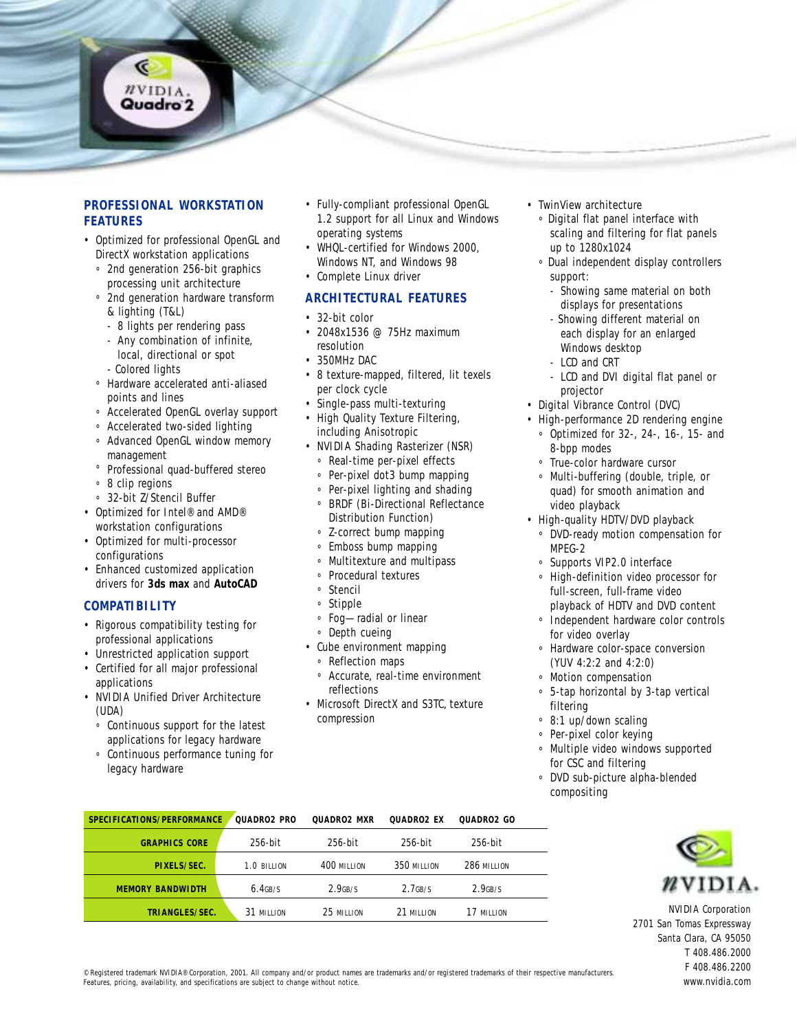## PROFESSIONAL WORKSTATION FEATURES

- Optimized for professional OpenGL and DirectX workstation applications
  - 2nd generation 256-bit graphics processing unit architecture
  - 2nd generation hardware transform & lighting (T&L)
    - 8 lights per rendering pass
    - Any combination of infinite, local, directional or spot
    - Colored lights
  - Hardware accelerated anti-aliased points and lines
  - Accelerated OpenGL overlay support
  - Accelerated two-sided lighting
  - Advanced OpenGL window memory management
  - Professional quad-buffered stereo
  - 8 clip regions
  - 32-bit Z/Stencil Buffer
- Optimized for Intel® and AMD® workstation configurations
- Optimized for multi-processor configurations
- Enhanced customized application drivers for **3ds max** and **AutoCAD**

## COMPATIBILITY

- Rigorous compatibility testing for professional applications
- Unrestricted application support
- Certified for all major professional applications
- NVIDIA Unified Driver Architecture (UDA)
  - Continuous support for the latest applications for legacy hardware
  - Continuous performance tuning for legacy hardware
- Fully-compliant professional OpenGL 1.2 support for all Linux and Windows operating systems
- WHQL-certified for Windows 2000, Windows NT, and Windows 98
- Complete Linux driver

## ARCHITECTURAL FEATURES

- 32-bit color
- 2048x1536 @ 75Hz maximum resolution
- 350MHz DAC
- 8 texture-mapped, filtered, lit texels per clock cycle
- Single-pass multi-texturing
- High Quality Texture Filtering, including Anisotropic
- NVIDIA Shading Rasterizer (NSR)
  - Real-time per-pixel effects
  - Per-pixel dot3 bump mapping
  - Per-pixel lighting and shading
  - BRDF (Bi-Directional Reflectance Distribution Function)
  - Z-correct bump mapping
  - Emboss bump mapping
  - Multitexture and multipass
  - Procedural textures
  - Stencil
  - Stipple
  - Fog—radial or linear
  - Depth cueing
- Cube environment mapping
  - Reflection maps
  - Accurate, real-time environment reflections
- Microsoft DirectX and S3TC, texture compression
- TwinView architecture
  - Digital flat panel interface with scaling and filtering for flat panels up to 1280x1024
  - Dual independent display controllers support:
    - Showing same material on both displays for presentations
    - Showing different material on each display for an enlarged Windows desktop
    - LCD and CRT
    - LCD and DVI digital flat panel or projector
- Digital Vibrance Control (DVC)
- High-performance 2D rendering engine
  - Optimized for 32-, 24-, 16-, 15- and 8-bpp modes
  - True-color hardware cursor
  - Multi-buffering (double, triple, or quad) for smooth animation and video playback
- High-quality HDTV/DVD playback
  - DVD-ready motion compensation for MPEG-2
  - Supports VIP2.0 interface
  - High-definition video processor for full-screen, full-frame video playback of HDTV and DVD content
  - Independent hardware color controls for video overlay
  - Hardware color-space conversion (YUV 4:2:2 and 4:2:0)
  - Motion compensation
  - 5-tap horizontal by 3-tap vertical filtering
  - 8:1 up/down scaling
  - Per-pixel color keying
  - Multiple video windows supported for CSC and filtering
  - DVD sub-picture alpha-blended compositing

| SPECIFICATIONS/PERFORMANCE | QUADRO2 PRO | QUADRO2 MXR | QUADRO2 EX | QUADRO2 GO |
|---|---|---|---|---|
| GRAPHICS CORE | 256-bit | 256-bit | 256-bit | 256-bit |
| PIXELS/SEC. | 1.0 BILLION | 400 MILLION | 350 MILLION | 286 MILLION |
| MEMORY BANDWIDTH | 6.4GB/S | 2.9GB/S | 2.7GB/S | 2.9GB/S |
| TRIANGLES/SEC. | 31 MILLION | 25 MILLION | 21 MILLION | 17 MILLION |

NVIDIA Corporation
2701 San Tomas Expressway
Santa Clara, CA 95050
T 408.486.2000
F 408.486.2200
www.nvidia.com

© Registered trademark NVIDIA® Corporation, 2001. All company and/or product names are trademarks and/or registered trademarks of their respective manufacturers. Features, pricing, availability, and specifications are subject to change without notice.